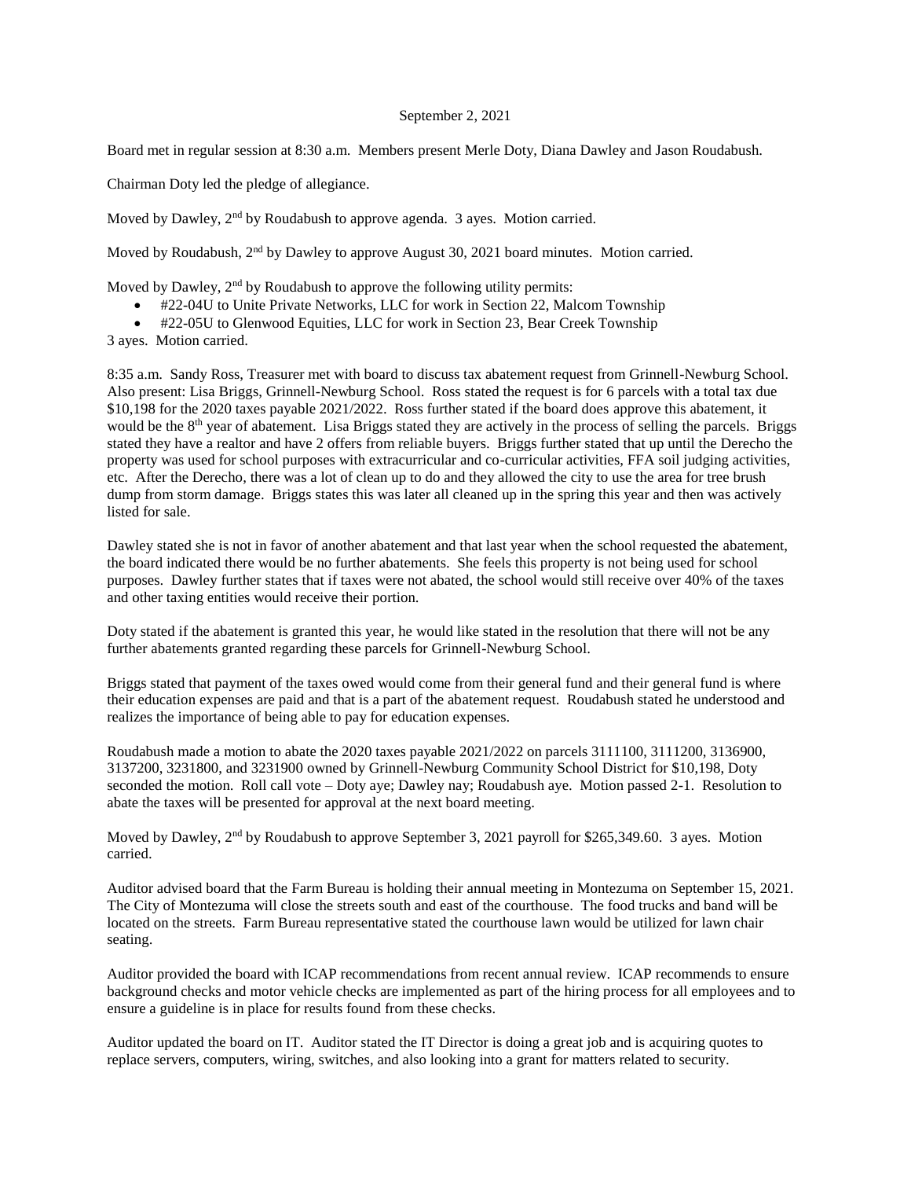September 2, 2021

Board met in regular session at 8:30 a.m. Members present Merle Doty, Diana Dawley and Jason Roudabush.

Chairman Doty led the pledge of allegiance.

Moved by Dawley, 2nd by Roudabush to approve agenda. 3 ayes. Motion carried.

Moved by Roudabush, 2nd by Dawley to approve August 30, 2021 board minutes. Motion carried.

Moved by Dawley, 2nd by Roudabush to approve the following utility permits:

- #22-04U to Unite Private Networks, LLC for work in Section 22, Malcom Township
- #22-05U to Glenwood Equities, LLC for work in Section 23, Bear Creek Township

3 ayes. Motion carried.

8:35 a.m. Sandy Ross, Treasurer met with board to discuss tax abatement request from Grinnell-Newburg School. Also present: Lisa Briggs, Grinnell-Newburg School. Ross stated the request is for 6 parcels with a total tax due $10,198 for the 2020 taxes payable 2021/2022. Ross further stated if the board does approve this abatement, it would be the 8th year of abatement. Lisa Briggs stated they are actively in the process of selling the parcels. Briggs stated they have a realtor and have 2 offers from reliable buyers. Briggs further stated that up until the Derecho the property was used for school purposes with extracurricular and co-curricular activities, FFA soil judging activities, etc. After the Derecho, there was a lot of clean up to do and they allowed the city to use the area for tree brush dump from storm damage. Briggs states this was later all cleaned up in the spring this year and then was actively listed for sale.

Dawley stated she is not in favor of another abatement and that last year when the school requested the abatement, the board indicated there would be no further abatements. She feels this property is not being used for school purposes. Dawley further states that if taxes were not abated, the school would still receive over 40% of the taxes and other taxing entities would receive their portion.

Doty stated if the abatement is granted this year, he would like stated in the resolution that there will not be any further abatements granted regarding these parcels for Grinnell-Newburg School.

Briggs stated that payment of the taxes owed would come from their general fund and their general fund is where their education expenses are paid and that is a part of the abatement request. Roudabush stated he understood and realizes the importance of being able to pay for education expenses.

Roudabush made a motion to abate the 2020 taxes payable 2021/2022 on parcels 3111100, 3111200, 3136900, 3137200, 3231800, and 3231900 owned by Grinnell-Newburg Community School District for $10,198, Doty seconded the motion. Roll call vote – Doty aye; Dawley nay; Roudabush aye. Motion passed 2-1. Resolution to abate the taxes will be presented for approval at the next board meeting.

Moved by Dawley, 2nd by Roudabush to approve September 3, 2021 payroll for $265,349.60. 3 ayes. Motion carried.

Auditor advised board that the Farm Bureau is holding their annual meeting in Montezuma on September 15, 2021. The City of Montezuma will close the streets south and east of the courthouse. The food trucks and band will be located on the streets. Farm Bureau representative stated the courthouse lawn would be utilized for lawn chair seating.

Auditor provided the board with ICAP recommendations from recent annual review. ICAP recommends to ensure background checks and motor vehicle checks are implemented as part of the hiring process for all employees and to ensure a guideline is in place for results found from these checks.

Auditor updated the board on IT. Auditor stated the IT Director is doing a great job and is acquiring quotes to replace servers, computers, wiring, switches, and also looking into a grant for matters related to security.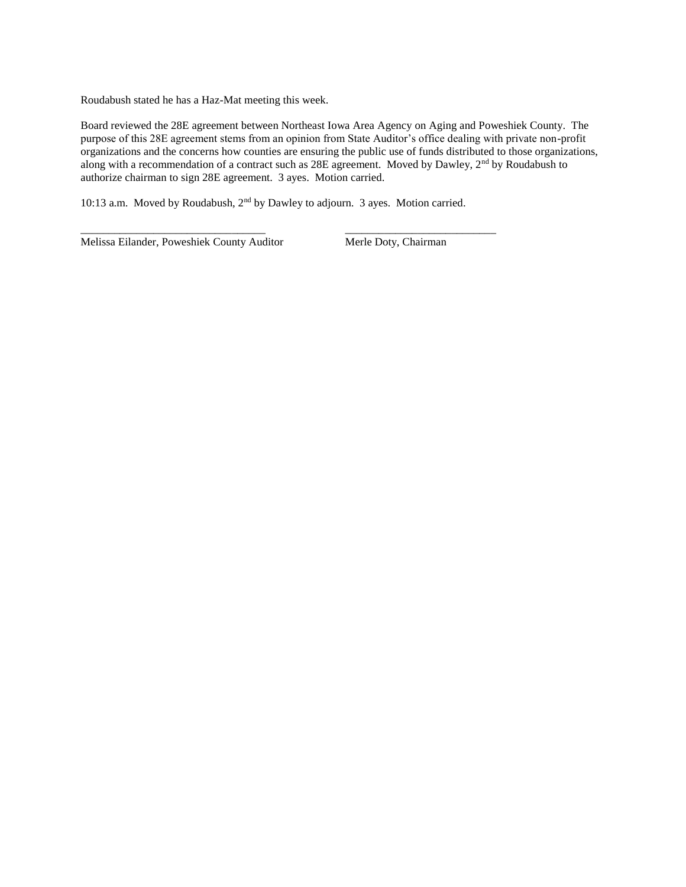Roudabush stated he has a Haz-Mat meeting this week.

Board reviewed the 28E agreement between Northeast Iowa Area Agency on Aging and Poweshiek County. The purpose of this 28E agreement stems from an opinion from State Auditor's office dealing with private non-profit organizations and the concerns how counties are ensuring the public use of funds distributed to those organizations, along with a recommendation of a contract such as 28E agreement. Moved by Dawley, 2nd by Roudabush to authorize chairman to sign 28E agreement. 3 ayes. Motion carried.

10:13 a.m. Moved by Roudabush, 2nd by Dawley to adjourn. 3 ayes. Motion carried.

| | |
|---|---|
| _________________________________ | ___________________________ |
| Melissa Eilander, Poweshiek County Auditor | Merle Doty, Chairman |